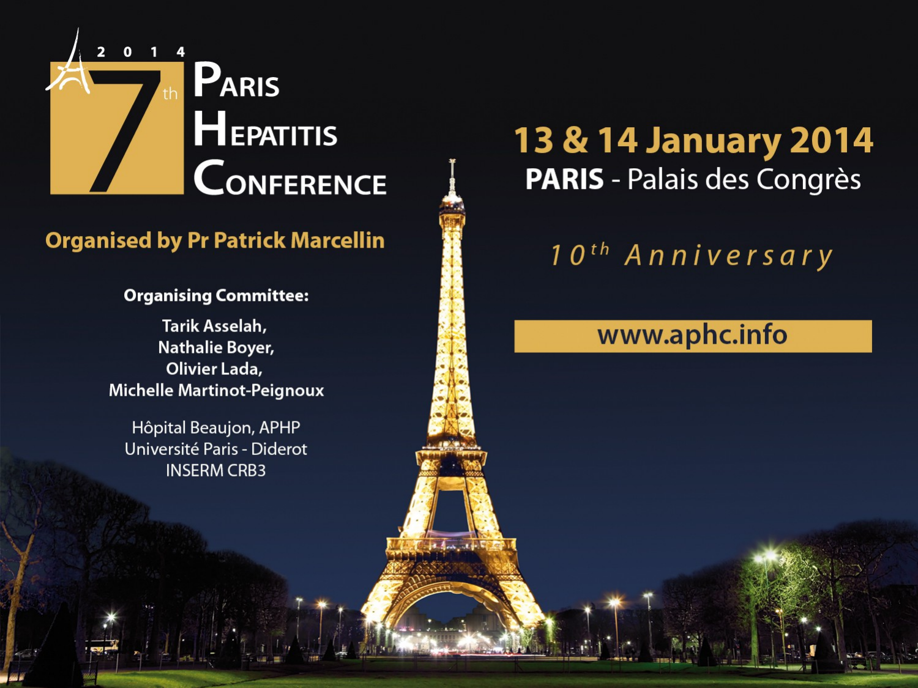2014

# 7th Paris Hepatitis Conference

**Organised by Pr Patrick Marcellin**

**Organising Committee:**

**Tarik Asselah,**
**Nathalie Boyer,**
**Olivier Lada,**
**Michelle Martinot-Peignoux**

Hôpital Beaujon, APHP
Université Paris - Diderot
INSERM CRB3

## 13 & 14 January 2014

**PARIS** - Palais des Congrès

*10th Anniversary*

www.aphc.info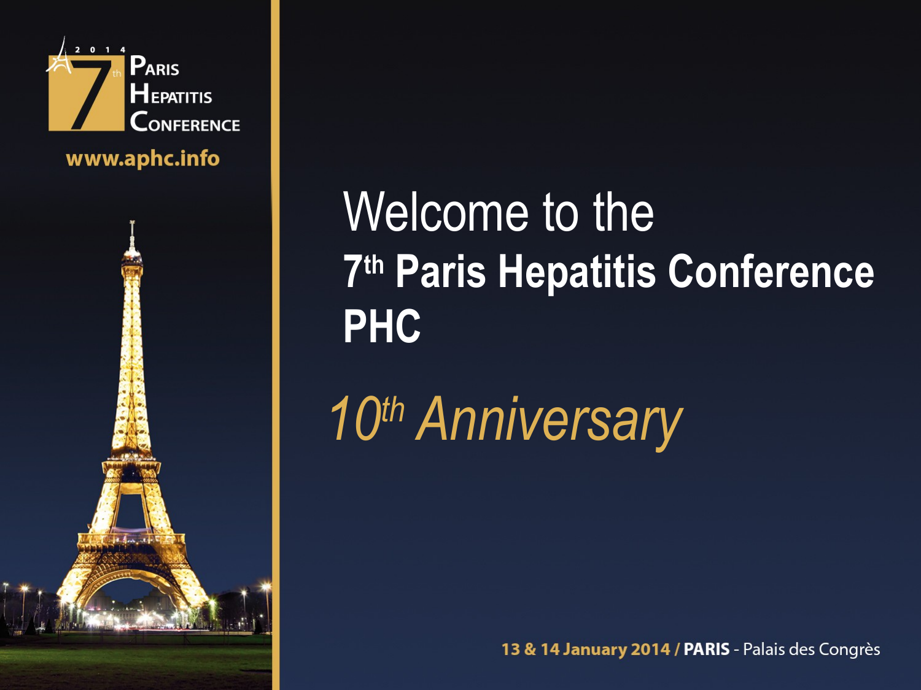2014 7th Paris Hepatitis Conference

www.aphc.info

# Welcome to the
## 7th Paris Hepatitis Conference
## PHC

*10th Anniversary*

13 & 14 January 2014 / **PARIS** - Palais des Congrès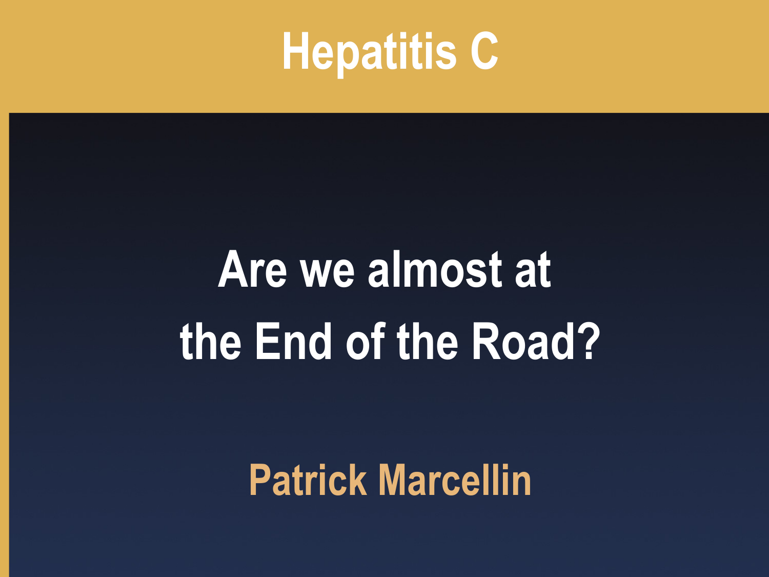# Hepatitis C

## Are we almost at the End of the Road?

**Patrick Marcellin**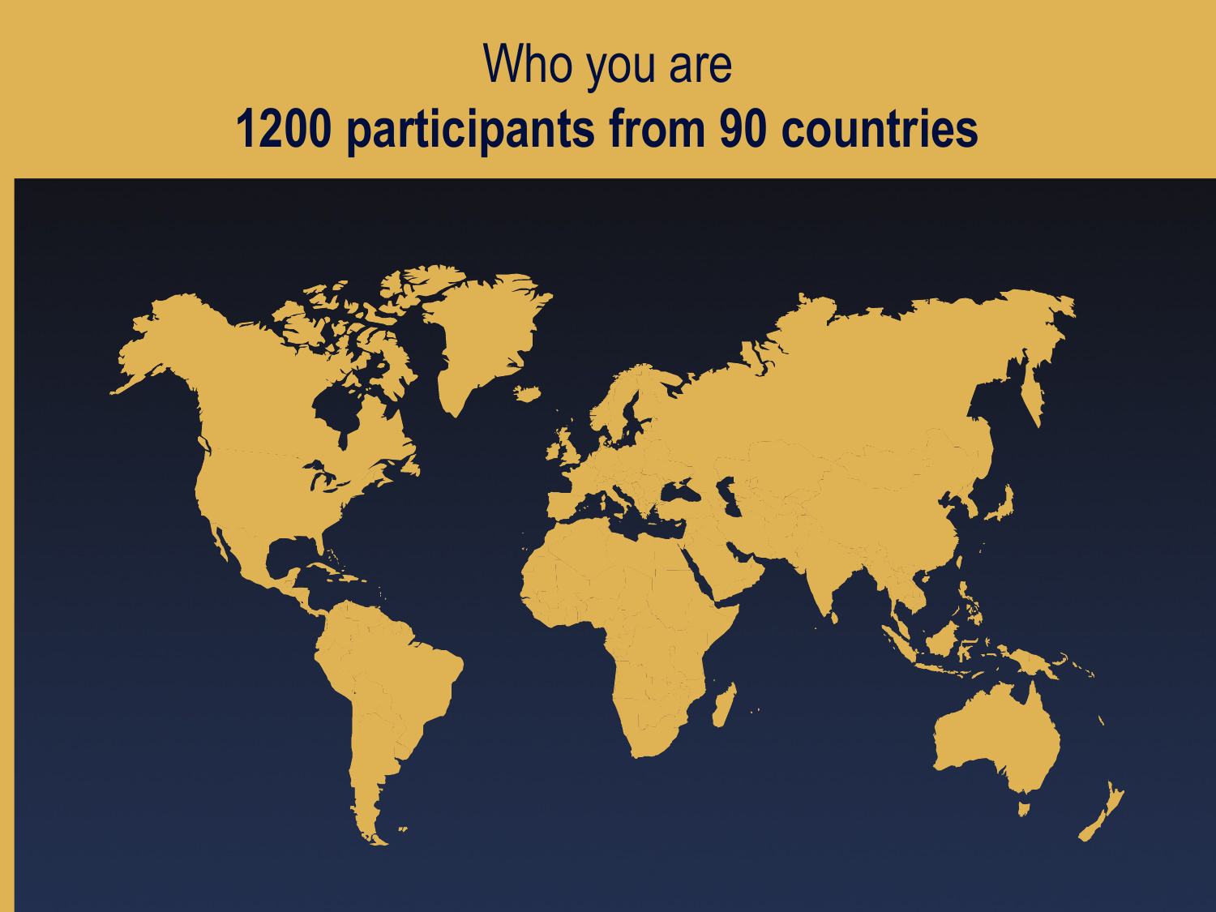# Who you are

## **1200 participants from 90 countries**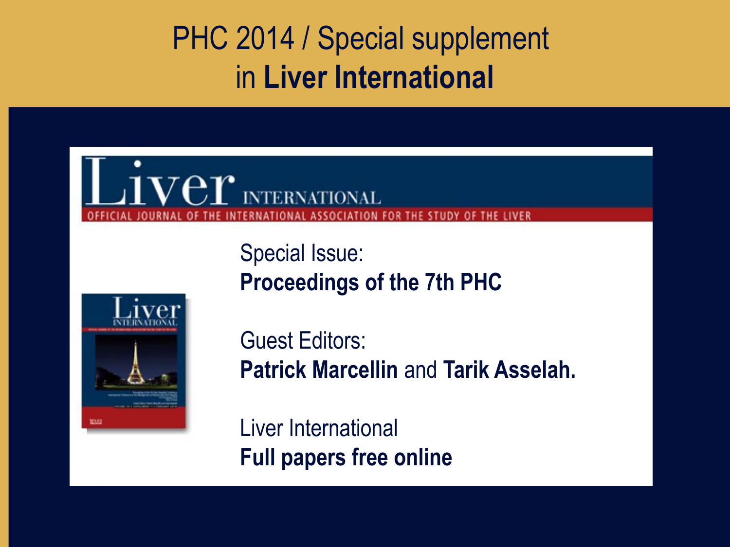# PHC 2014 / Special supplement in **Liver International**

Liver INTERNATIONAL

OFFICIAL JOURNAL OF THE INTERNATIONAL ASSOCIATION FOR THE STUDY OF THE LIVER

Special Issue:
**Proceedings of the 7th PHC**

Guest Editors:
**Patrick Marcellin** and **Tarik Asselah.**

Liver International
**Full papers free online**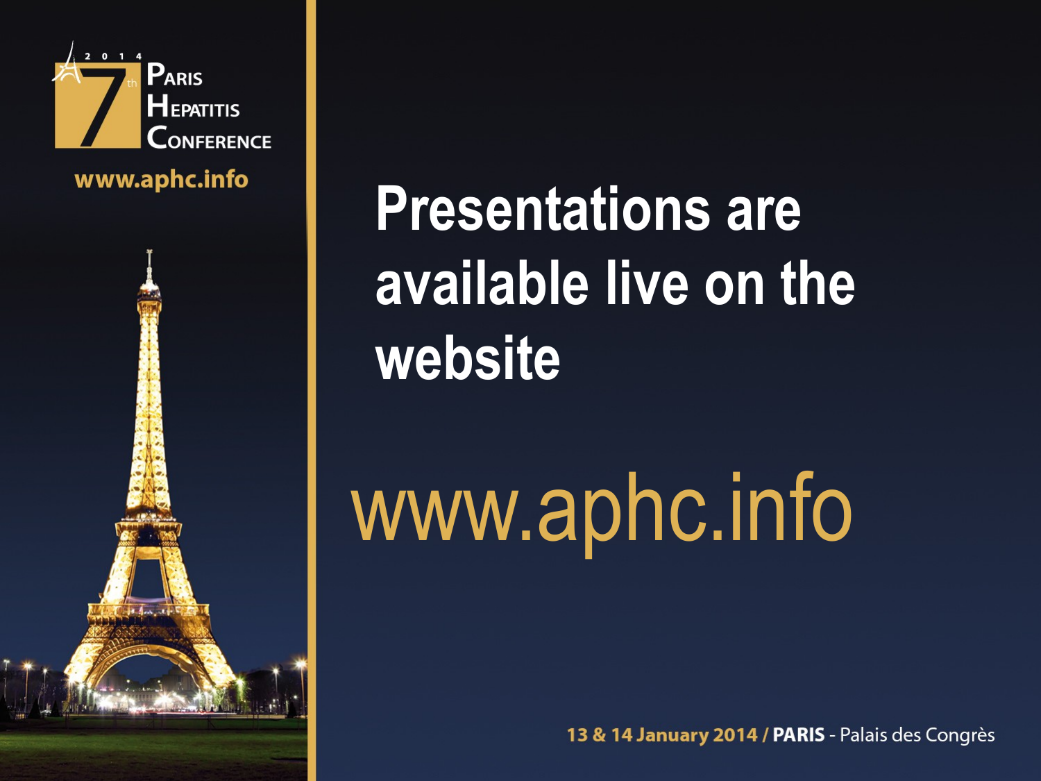# Presentations are available live on the website

**www.aphc.info**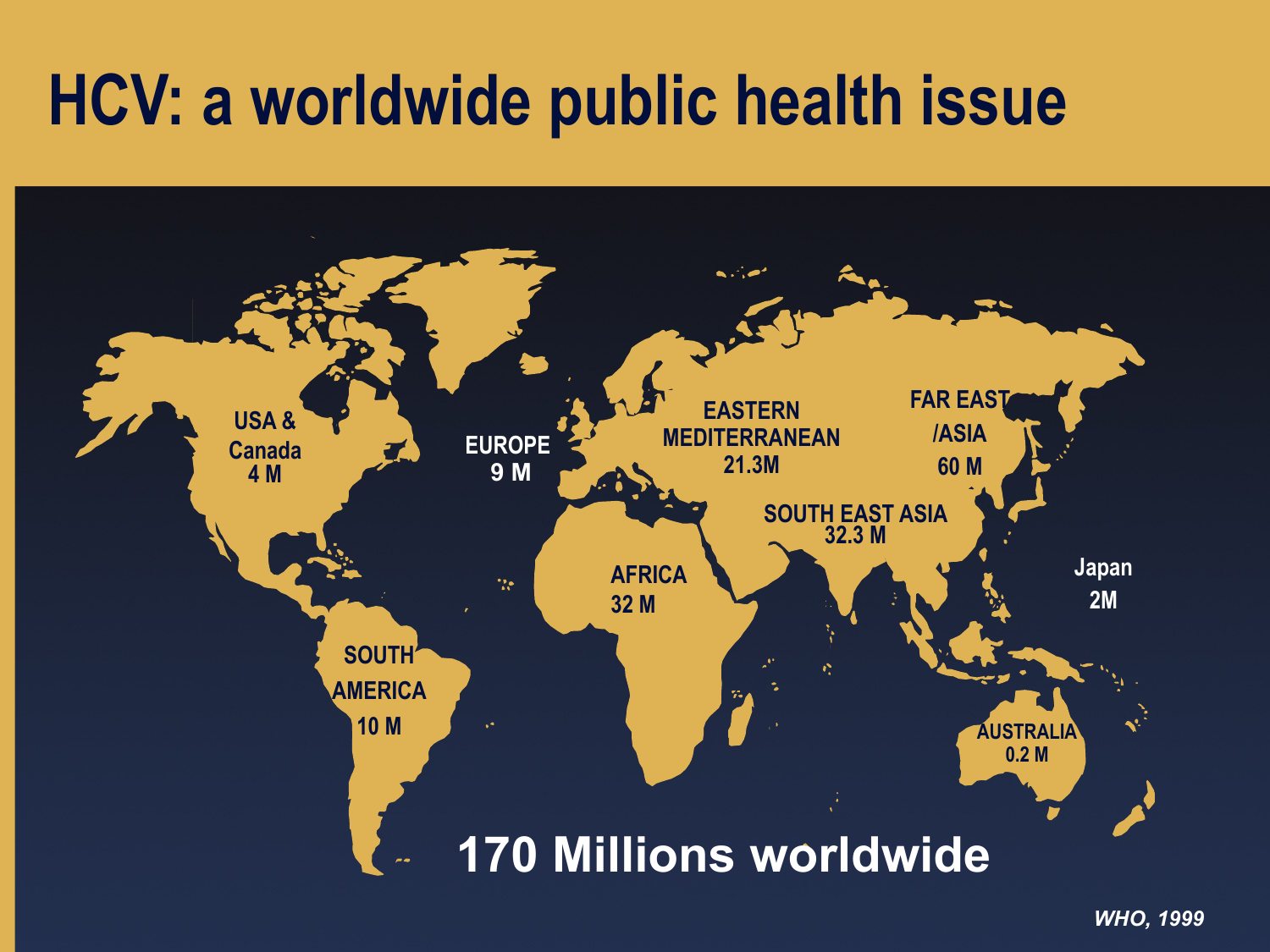# HCV: a worldwide public health issue

USA & Canada 4 M

EUROPE 9 M

EASTERN MEDITERRANEAN 21.3M

FAR EAST /ASIA 60 M

SOUTH EAST ASIA 32.3 M

AFRICA 32 M

Japan 2M

SOUTH AMERICA 10 M

AUSTRALIA 0.2 M

**170 Millions worldwide**

*WHO, 1999*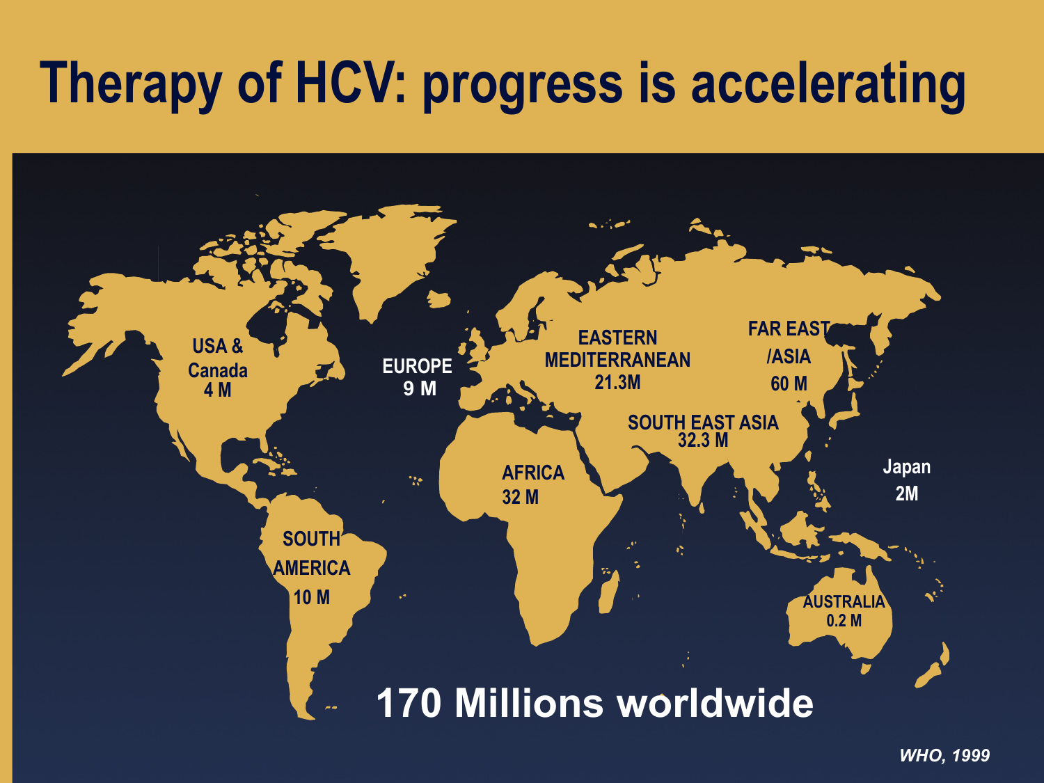# Therapy of HCV: progress is accelerating

USA & Canada 4 M

EUROPE 9 M

EASTERN MEDITERRANEAN 21.3M

FAR EAST /ASIA 60 M

SOUTH EAST ASIA 32.3 M

AFRICA 32 M

Japan 2M

SOUTH AMERICA 10 M

AUSTRALIA 0.2 M

**170 Millions worldwide**

*WHO, 1999*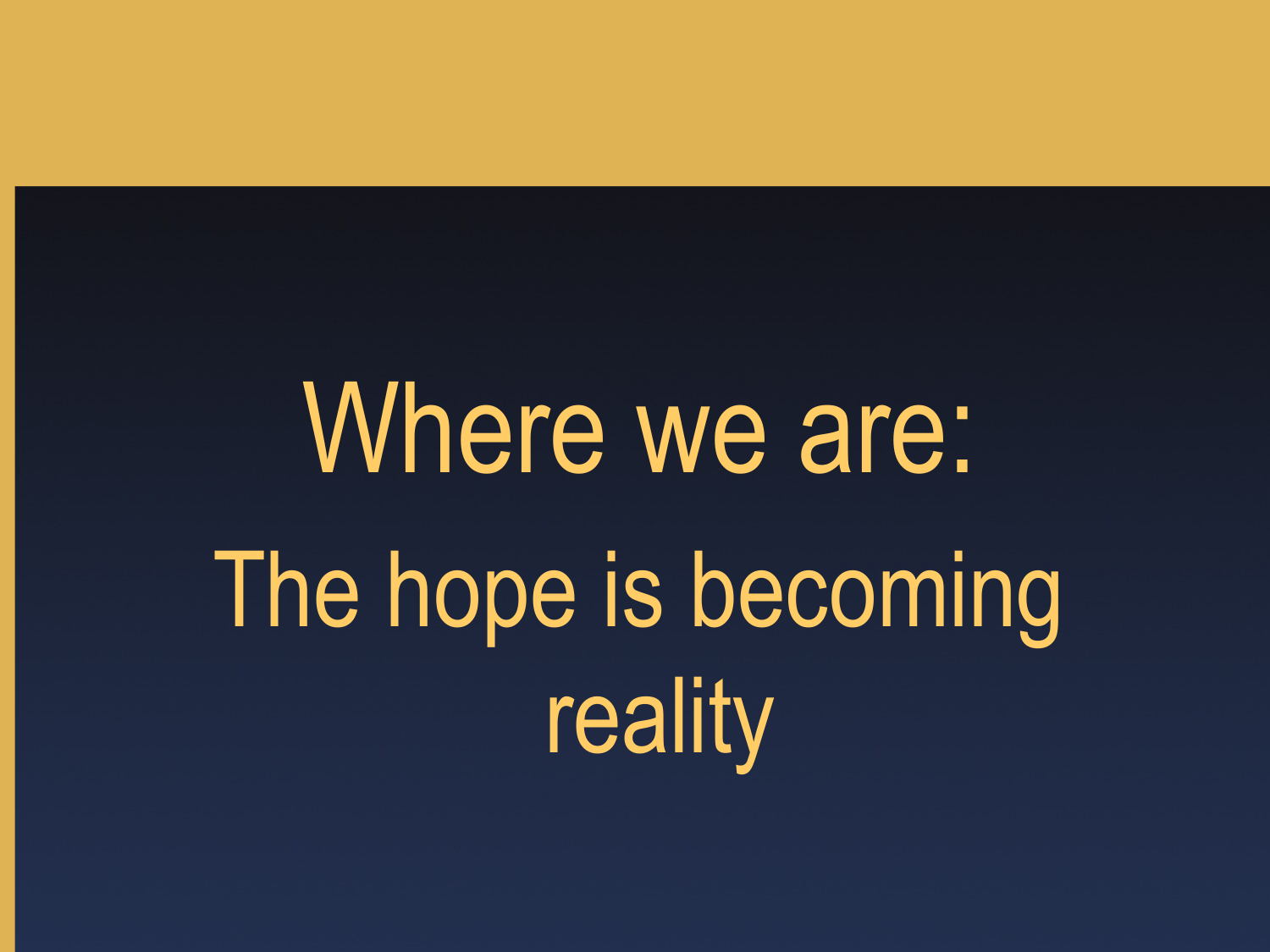# Where we are:

## The hope is becoming reality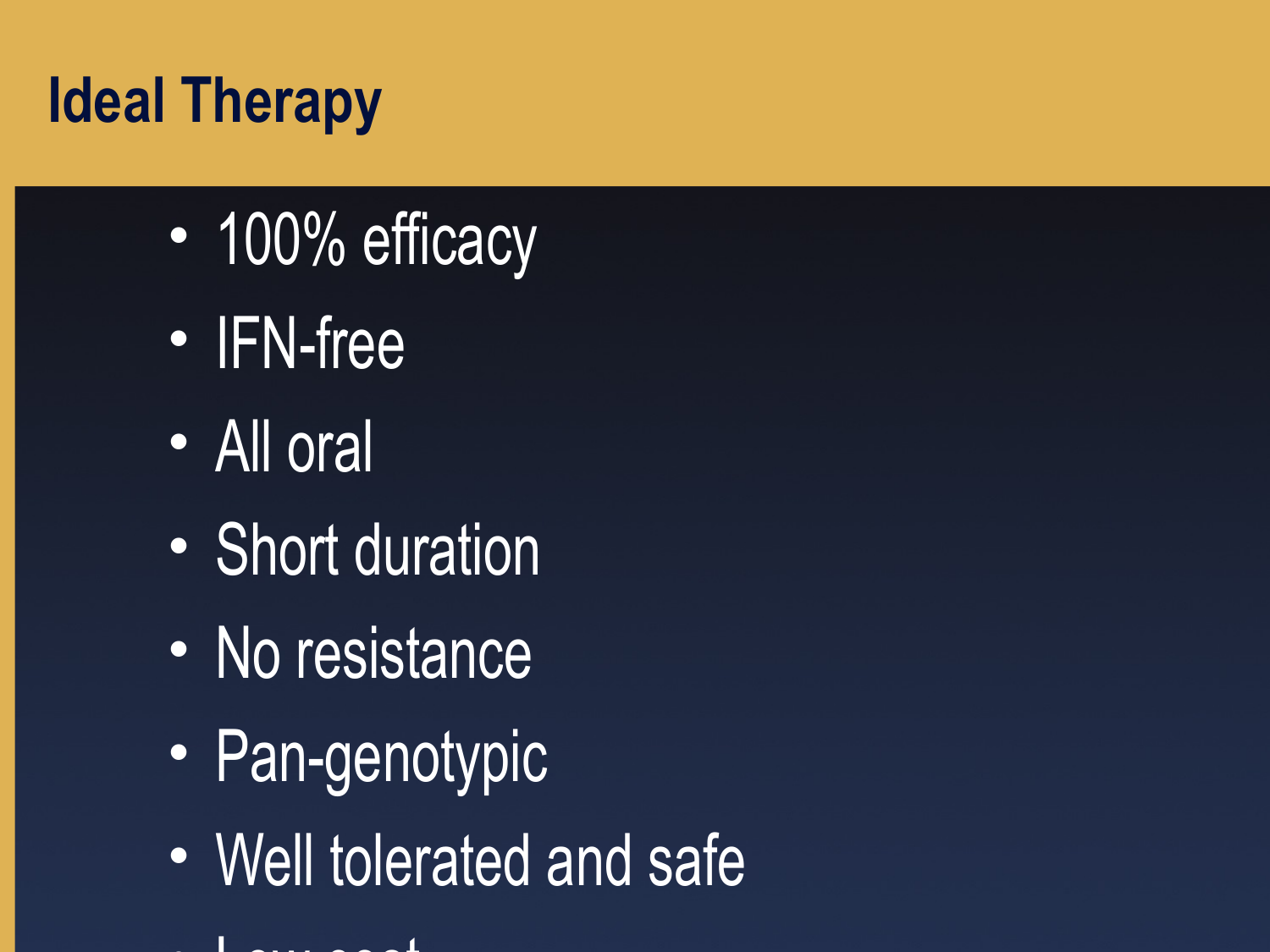# Ideal Therapy

- 100% efficacy
- IFN-free
- All oral
- Short duration
- No resistance
- Pan-genotypic
- Well tolerated and safe
- Low cost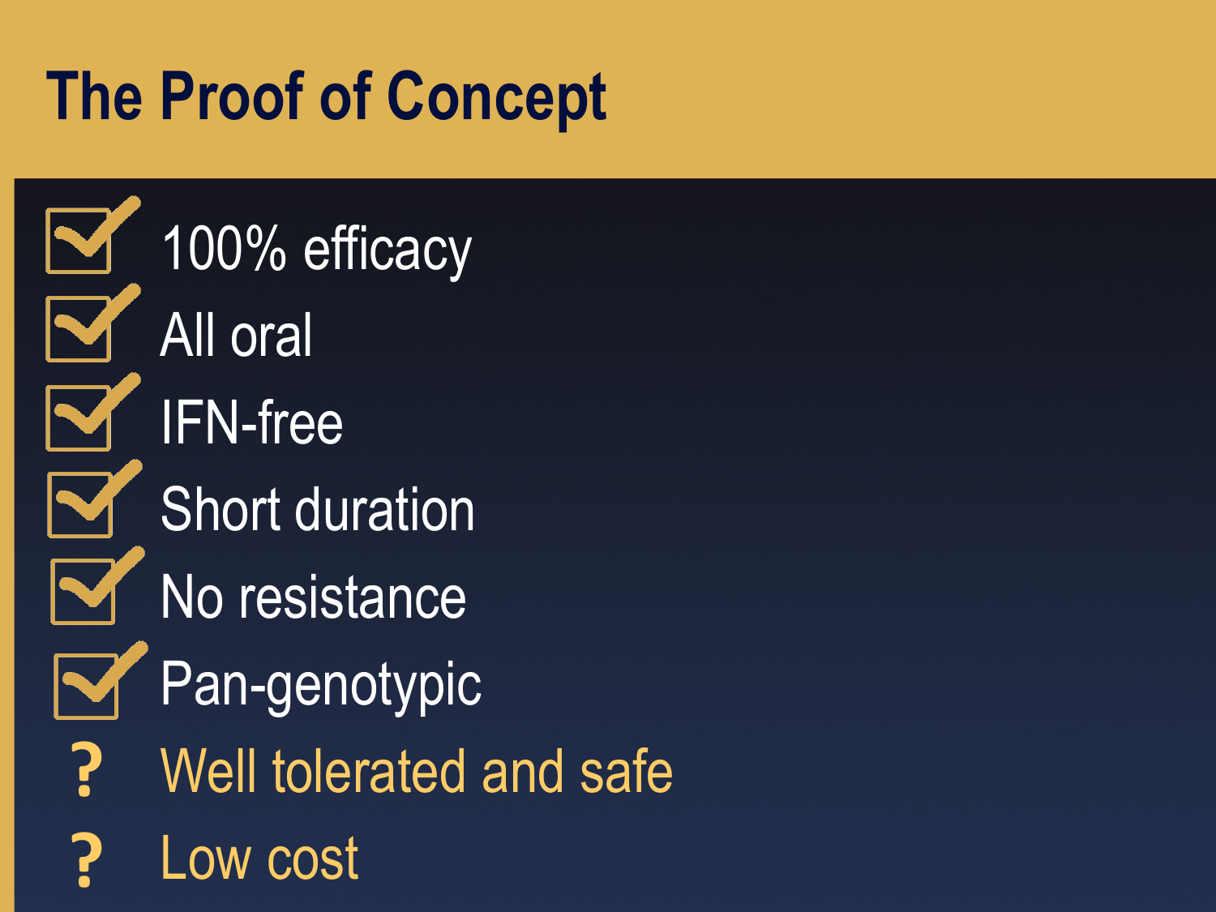# The Proof of Concept

- ☑ 100% efficacy
- ☑ All oral
- ☑ IFN-free
- ☑ Short duration
- ☑ No resistance
- ☑ Pan-genotypic
- ? Well tolerated and safe
- ? Low cost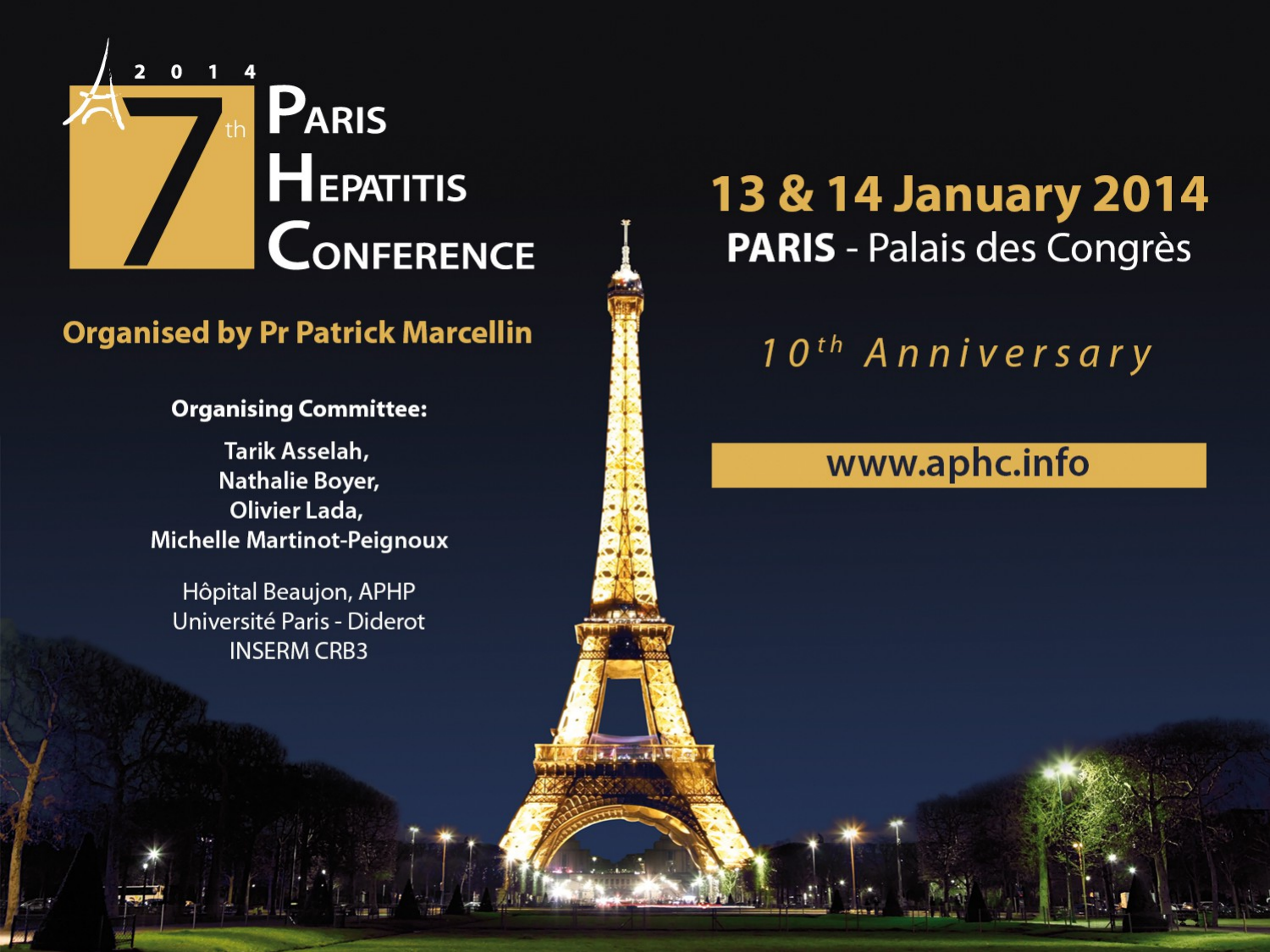2014

# 7th Paris Hepatitis Conference

**Organised by Pr Patrick Marcellin**

**Organising Committee:**

**Tarik Asselah,**
**Nathalie Boyer,**
**Olivier Lada,**
**Michelle Martinot-Peignoux**

Hôpital Beaujon, APHP
Université Paris - Diderot
INSERM CRB3

## 13 & 14 January 2014

**PARIS** - Palais des Congrès

*10th Anniversary*

www.aphc.info